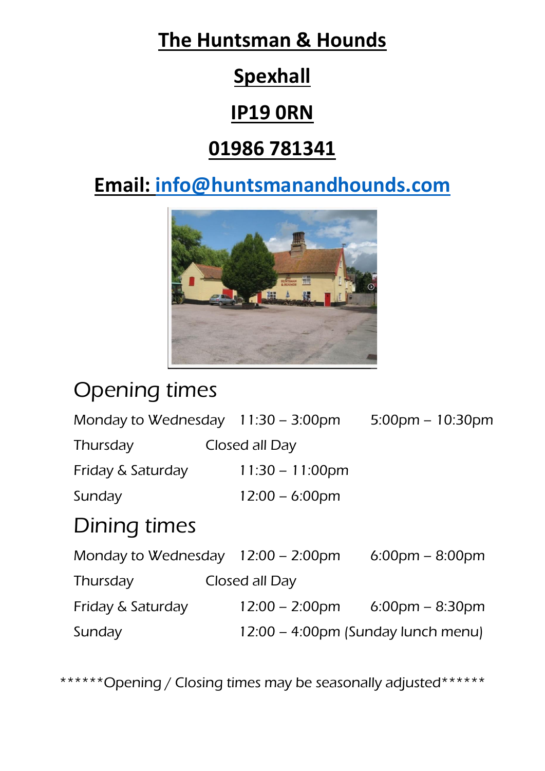# The Huntsman & Hounds

# Spexhall

# IP19 0RN

# 01986 781341

# Email: info@huntsmanandhounds.com

## Opening times

| | | |
|---|---|---|
| Monday to Wednesday | 11:30 – 3:00pm | 5:00pm – 10:30pm |
| Thursday | Closed all Day | |
| Friday & Saturday | 11:30 – 11:00pm | |
| Sunday | 12:00 – 6:00pm | |

## Dining times

| | | |
|---|---|---|
| Monday to Wednesday | 12:00 – 2:00pm | 6:00pm – 8:00pm |
| Thursday | Closed all Day | |
| Friday & Saturday | 12:00 – 2:00pm | 6:00pm – 8:30pm |
| Sunday | 12:00 – 4:00pm (Sunday lunch menu) | |

******Opening / Closing times may be seasonally adjusted******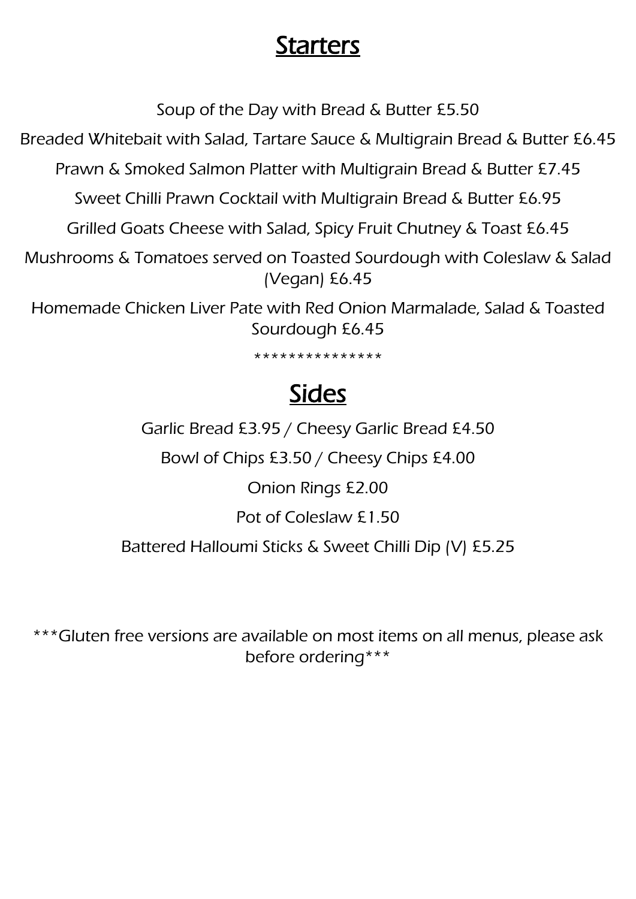# Starters

Soup of the Day with Bread & Butter £5.50

Breaded Whitebait with Salad, Tartare Sauce & Multigrain Bread & Butter £6.45

Prawn & Smoked Salmon Platter with Multigrain Bread & Butter £7.45

Sweet Chilli Prawn Cocktail with Multigrain Bread & Butter £6.95

Grilled Goats Cheese with Salad, Spicy Fruit Chutney & Toast £6.45

Mushrooms & Tomatoes served on Toasted Sourdough with Coleslaw & Salad (Vegan) £6.45

Homemade Chicken Liver Pate with Red Onion Marmalade, Salad & Toasted Sourdough £6.45

***************

# Sides

Garlic Bread £3.95 / Cheesy Garlic Bread £4.50

Bowl of Chips £3.50 / Cheesy Chips £4.00

Onion Rings £2.00

Pot of Coleslaw £1.50

Battered Halloumi Sticks & Sweet Chilli Dip (V) £5.25

***Gluten free versions are available on most items on all menus, please ask before ordering***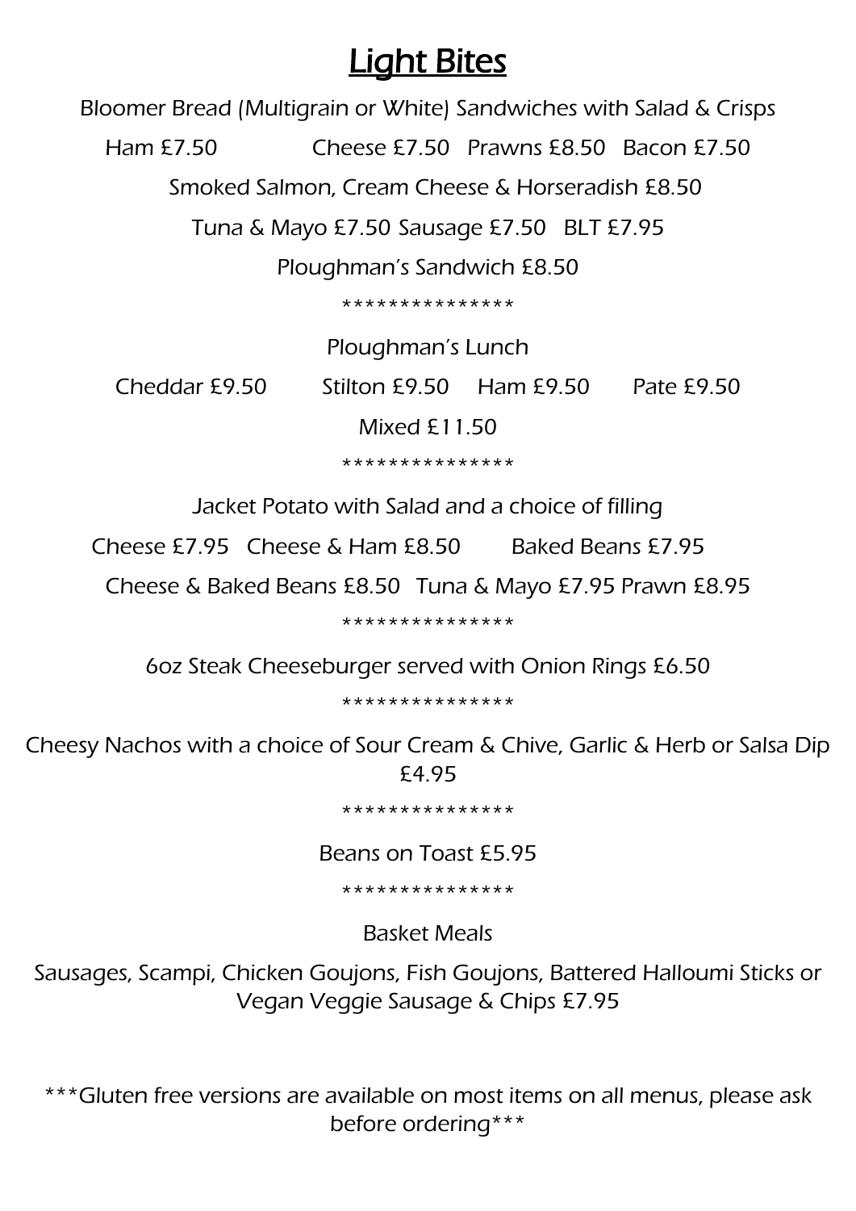# Light Bites

Bloomer Bread (Multigrain or White) Sandwiches with Salad & Crisps

Ham £7.50 Cheese £7.50 Prawns £8.50 Bacon £7.50

Smoked Salmon, Cream Cheese & Horseradish £8.50

Tuna & Mayo £7.50 Sausage £7.50 BLT £7.95

Ploughman's Sandwich £8.50

***************

Ploughman's Lunch

Cheddar £9.50 Stilton £9.50 Ham £9.50 Pate £9.50

Mixed £11.50

***************

Jacket Potato with Salad and a choice of filling

Cheese £7.95 Cheese & Ham £8.50 Baked Beans £7.95

Cheese & Baked Beans £8.50 Tuna & Mayo £7.95 Prawn £8.95

***************

6oz Steak Cheeseburger served with Onion Rings £6.50

***************

Cheesy Nachos with a choice of Sour Cream & Chive, Garlic & Herb or Salsa Dip £4.95

***************

Beans on Toast £5.95

***************

Basket Meals

Sausages, Scampi, Chicken Goujons, Fish Goujons, Battered Halloumi Sticks or Vegan Veggie Sausage & Chips £7.95

***Gluten free versions are available on most items on all menus, please ask before ordering***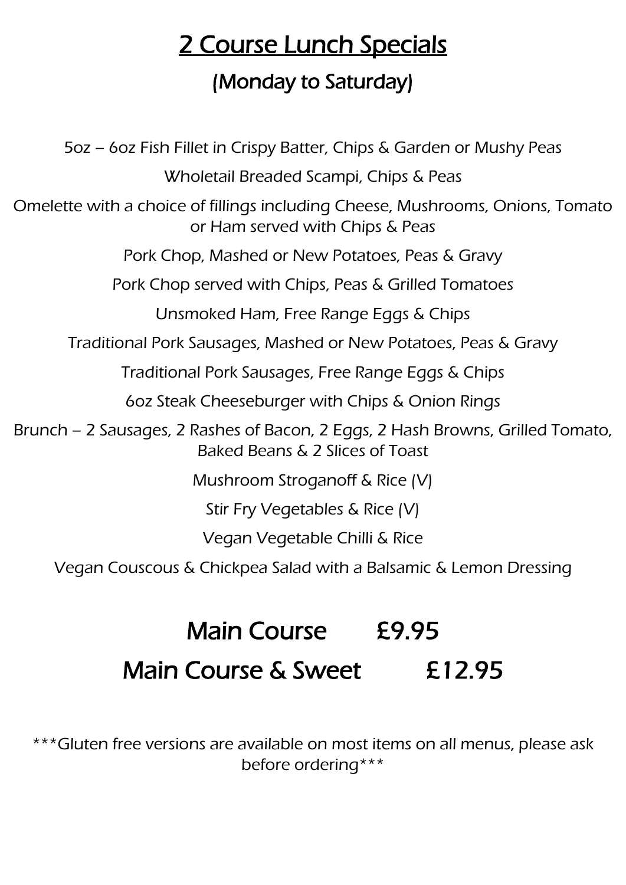# 2 Course Lunch Specials

## (Monday to Saturday)

5oz – 6oz Fish Fillet in Crispy Batter, Chips & Garden or Mushy Peas

Wholetail Breaded Scampi, Chips & Peas

Omelette with a choice of fillings including Cheese, Mushrooms, Onions, Tomato or Ham served with Chips & Peas

Pork Chop, Mashed or New Potatoes, Peas & Gravy

Pork Chop served with Chips, Peas & Grilled Tomatoes

Unsmoked Ham, Free Range Eggs & Chips

Traditional Pork Sausages, Mashed or New Potatoes, Peas & Gravy

Traditional Pork Sausages, Free Range Eggs & Chips

6oz Steak Cheeseburger with Chips & Onion Rings

Brunch – 2 Sausages, 2 Rashes of Bacon, 2 Eggs, 2 Hash Browns, Grilled Tomato, Baked Beans & 2 Slices of Toast

Mushroom Stroganoff & Rice (V)

Stir Fry Vegetables & Rice (V)

Vegan Vegetable Chilli & Rice

Vegan Couscous & Chickpea Salad with a Balsamic & Lemon Dressing

## Main Course £9.95

## Main Course & Sweet £12.95

***Gluten free versions are available on most items on all menus, please ask before ordering***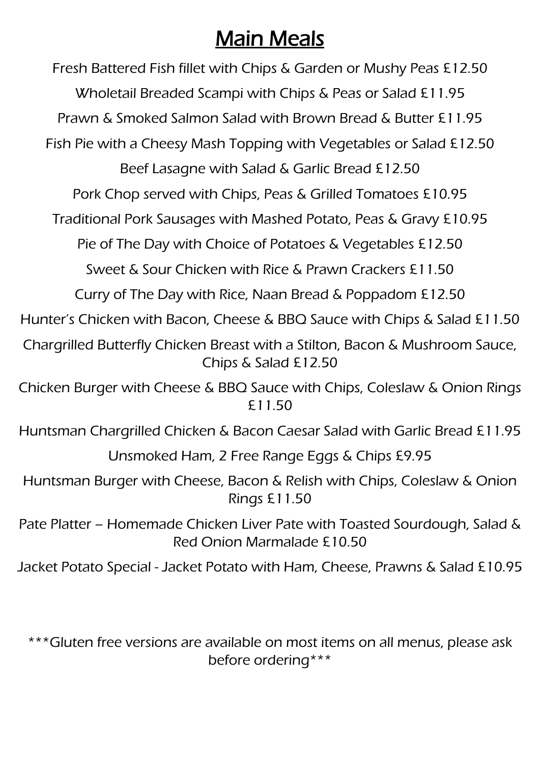# Main Meals

Fresh Battered Fish fillet with Chips & Garden or Mushy Peas £12.50

Wholetail Breaded Scampi with Chips & Peas or Salad £11.95

Prawn & Smoked Salmon Salad with Brown Bread & Butter £11.95

Fish Pie with a Cheesy Mash Topping with Vegetables or Salad £12.50

Beef Lasagne with Salad & Garlic Bread £12.50

Pork Chop served with Chips, Peas & Grilled Tomatoes £10.95

Traditional Pork Sausages with Mashed Potato, Peas & Gravy £10.95

Pie of The Day with Choice of Potatoes & Vegetables £12.50

Sweet & Sour Chicken with Rice & Prawn Crackers £11.50

Curry of The Day with Rice, Naan Bread & Poppadom £12.50

Hunter's Chicken with Bacon, Cheese & BBQ Sauce with Chips & Salad £11.50

Chargrilled Butterfly Chicken Breast with a Stilton, Bacon & Mushroom Sauce, Chips & Salad £12.50

Chicken Burger with Cheese & BBQ Sauce with Chips, Coleslaw & Onion Rings £11.50

Huntsman Chargrilled Chicken & Bacon Caesar Salad with Garlic Bread £11.95

Unsmoked Ham, 2 Free Range Eggs & Chips £9.95

Huntsman Burger with Cheese, Bacon & Relish with Chips, Coleslaw & Onion Rings £11.50

Pate Platter – Homemade Chicken Liver Pate with Toasted Sourdough, Salad & Red Onion Marmalade £10.50

Jacket Potato Special - Jacket Potato with Ham, Cheese, Prawns & Salad £10.95

***Gluten free versions are available on most items on all menus, please ask before ordering***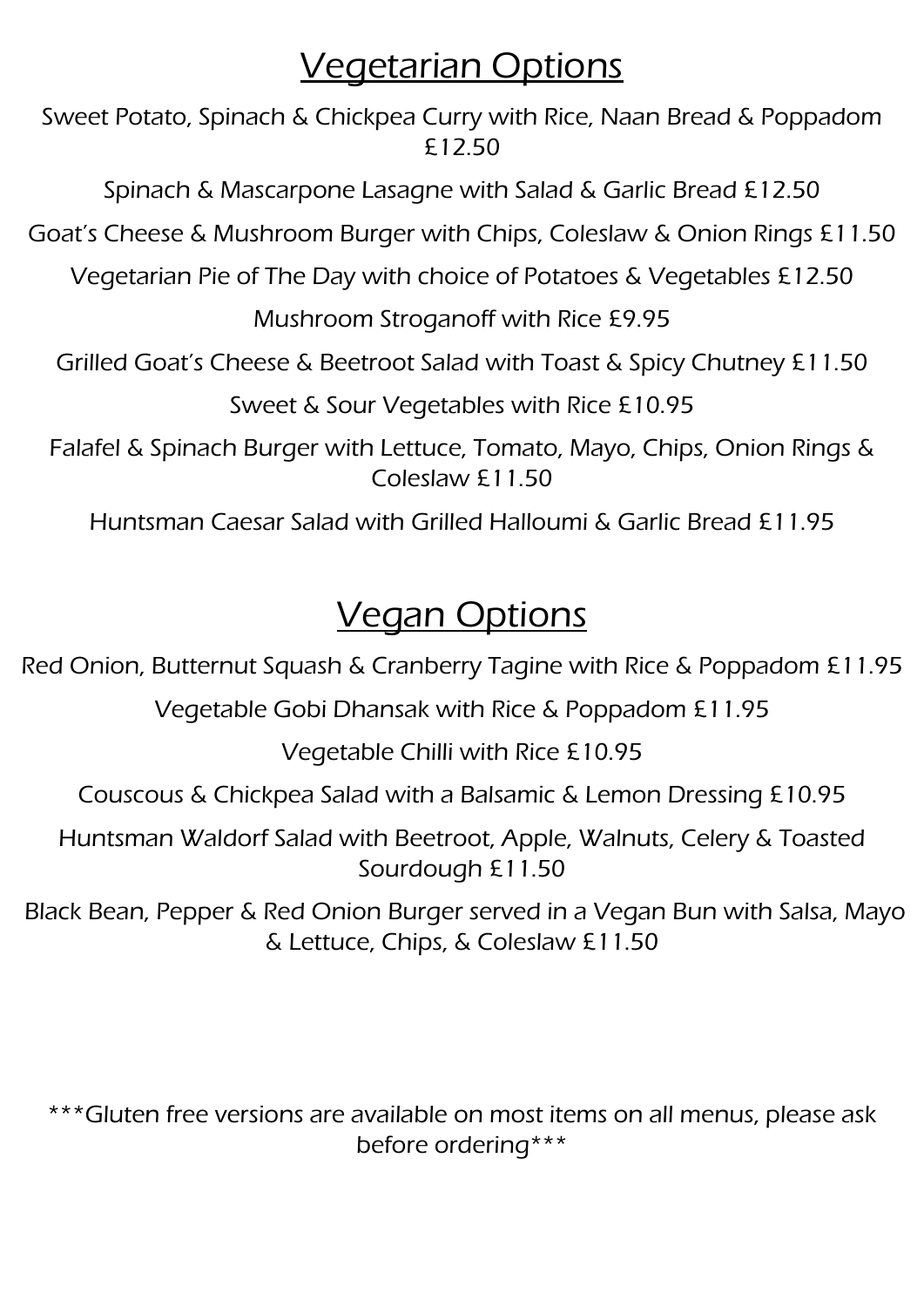# Vegetarian Options

Sweet Potato, Spinach & Chickpea Curry with Rice, Naan Bread & Poppadom £12.50

Spinach & Mascarpone Lasagne with Salad & Garlic Bread £12.50

Goat's Cheese & Mushroom Burger with Chips, Coleslaw & Onion Rings £11.50

Vegetarian Pie of The Day with choice of Potatoes & Vegetables £12.50

Mushroom Stroganoff with Rice £9.95

Grilled Goat's Cheese & Beetroot Salad with Toast & Spicy Chutney £11.50

Sweet & Sour Vegetables with Rice £10.95

Falafel & Spinach Burger with Lettuce, Tomato, Mayo, Chips, Onion Rings & Coleslaw £11.50

Huntsman Caesar Salad with Grilled Halloumi & Garlic Bread £11.95

# Vegan Options

Red Onion, Butternut Squash & Cranberry Tagine with Rice & Poppadom £11.95

Vegetable Gobi Dhansak with Rice & Poppadom £11.95

Vegetable Chilli with Rice £10.95

Couscous & Chickpea Salad with a Balsamic & Lemon Dressing £10.95

Huntsman Waldorf Salad with Beetroot, Apple, Walnuts, Celery & Toasted Sourdough £11.50

Black Bean, Pepper & Red Onion Burger served in a Vegan Bun with Salsa, Mayo & Lettuce, Chips, & Coleslaw £11.50

***Gluten free versions are available on most items on all menus, please ask before ordering***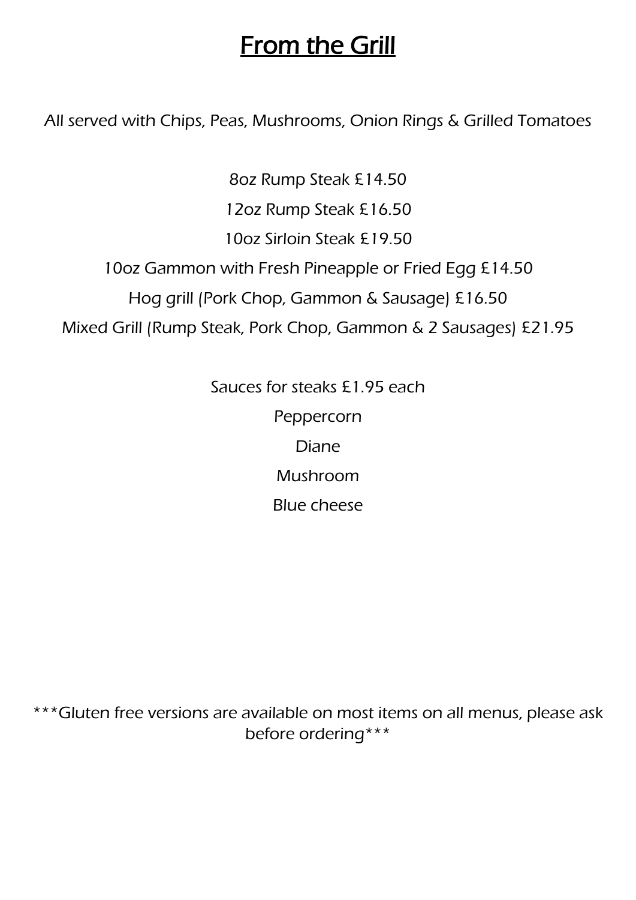# From the Grill

*All served with Chips, Peas, Mushrooms, Onion Rings & Grilled Tomatoes*

8oz Rump Steak £14.50

12oz Rump Steak £16.50

10oz Sirloin Steak £19.50

10oz Gammon with Fresh Pineapple or Fried Egg £14.50

Hog grill (Pork Chop, Gammon & Sausage) £16.50

Mixed Grill (Rump Steak, Pork Chop, Gammon & 2 Sausages) £21.95

Sauces for steaks £1.95 each

Peppercorn

Diane

Mushroom

Blue cheese

***Gluten free versions are available on most items on all menus, please ask before ordering***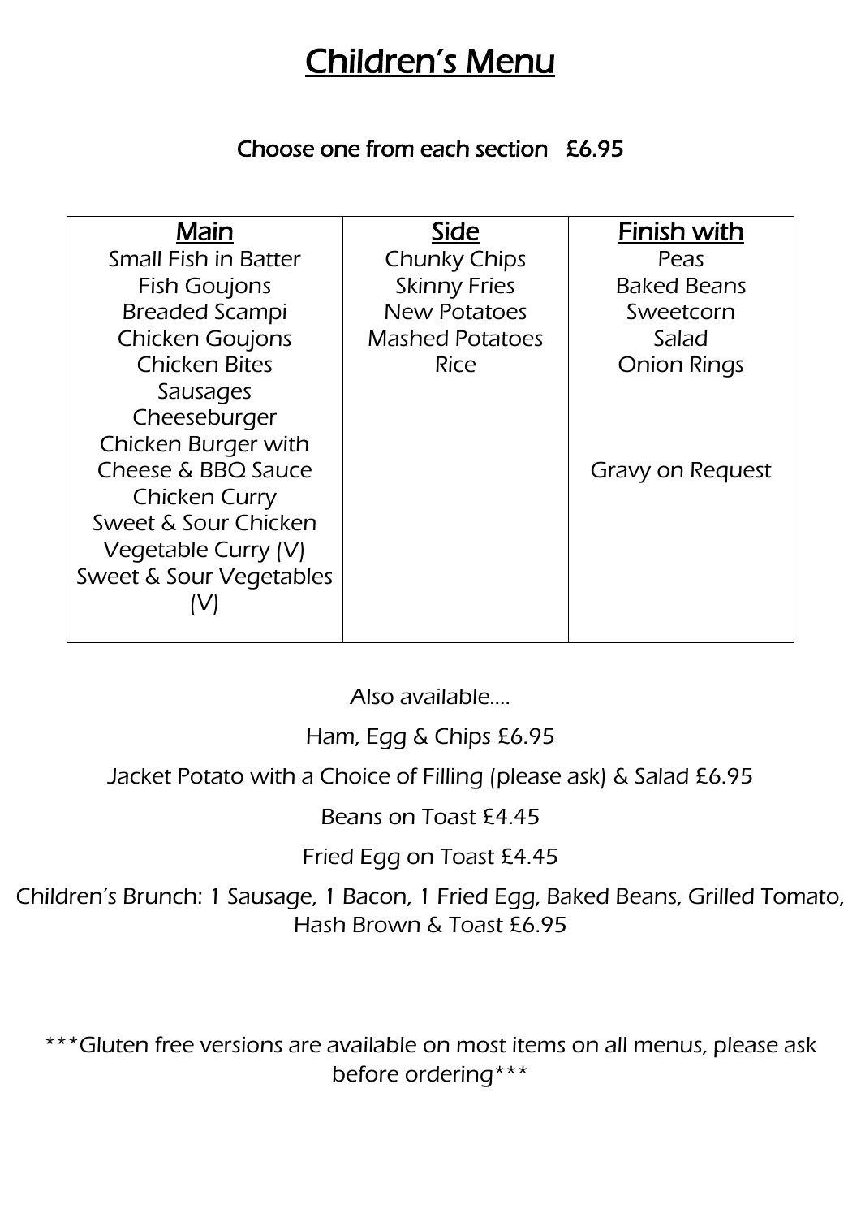# Children's Menu

Choose one from each section   £6.95

| Main | Side | Finish with |
|---|---|---|
| Small Fish in Batter | Chunky Chips | Peas |
| Fish Goujons | Skinny Fries | Baked Beans |
| Breaded Scampi | New Potatoes | Sweetcorn |
| Chicken Goujons | Mashed Potatoes | Salad |
| Chicken Bites | Rice | Onion Rings |
| Sausages | | |
| Cheeseburger | | |
| Chicken Burger with Cheese & BBQ Sauce | | Gravy on Request |
| Chicken Curry | | |
| Sweet & Sour Chicken | | |
| Vegetable Curry (V) | | |
| Sweet & Sour Vegetables (V) | | |

Also available….

Ham, Egg & Chips £6.95

Jacket Potato with a Choice of Filling (please ask) & Salad £6.95

Beans on Toast £4.45

Fried Egg on Toast £4.45

Children's Brunch: 1 Sausage, 1 Bacon, 1 Fried Egg, Baked Beans, Grilled Tomato, Hash Brown & Toast £6.95

***Gluten free versions are available on most items on all menus, please ask before ordering***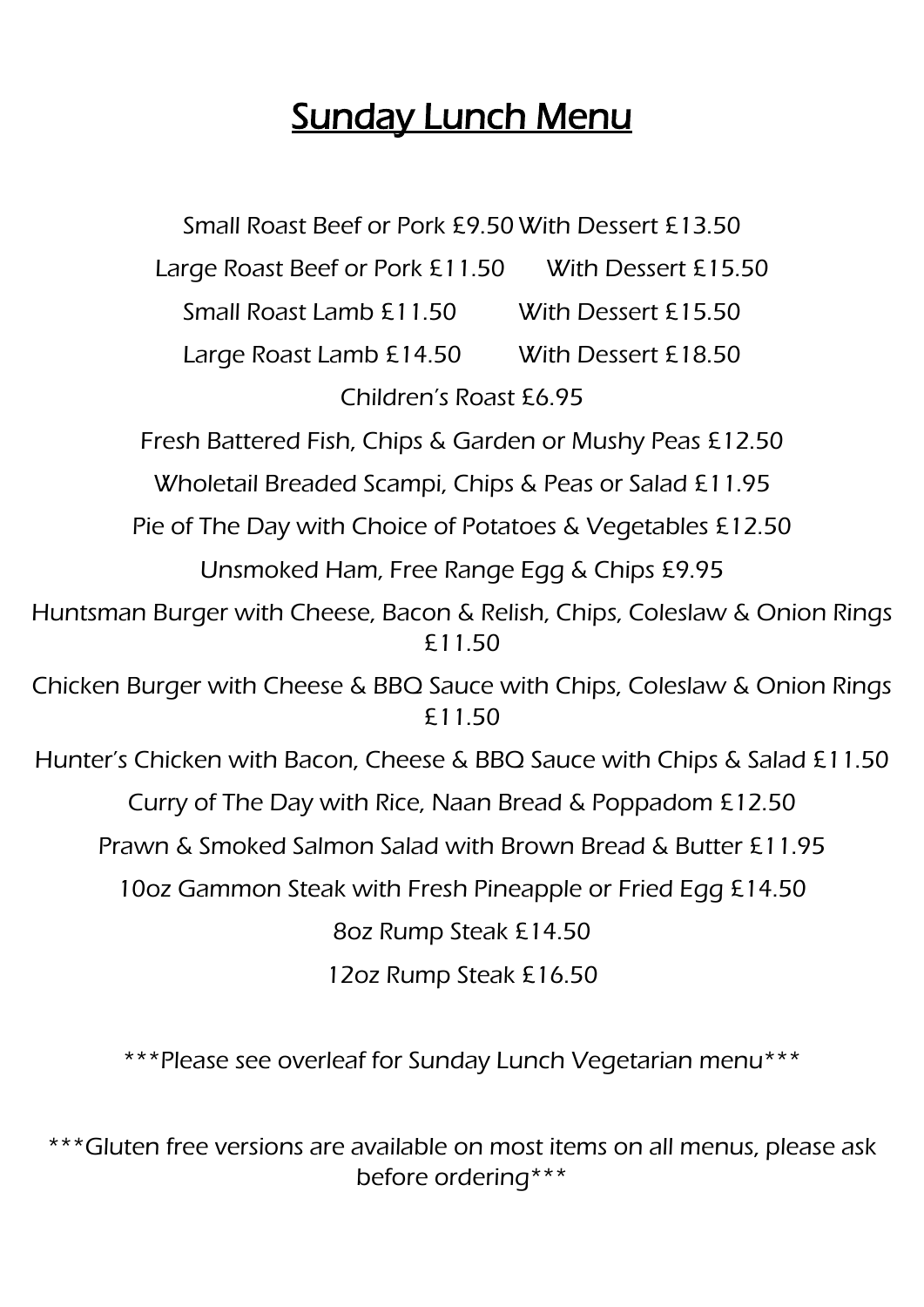# Sunday Lunch Menu

Small Roast Beef or Pork £9.50 With Dessert £13.50

Large Roast Beef or Pork £11.50 With Dessert £15.50

Small Roast Lamb £11.50 With Dessert £15.50

Large Roast Lamb £14.50 With Dessert £18.50

Children's Roast £6.95

Fresh Battered Fish, Chips & Garden or Mushy Peas £12.50

Wholetail Breaded Scampi, Chips & Peas or Salad £11.95

Pie of The Day with Choice of Potatoes & Vegetables £12.50

Unsmoked Ham, Free Range Egg & Chips £9.95

Huntsman Burger with Cheese, Bacon & Relish, Chips, Coleslaw & Onion Rings £11.50

Chicken Burger with Cheese & BBQ Sauce with Chips, Coleslaw & Onion Rings £11.50

Hunter's Chicken with Bacon, Cheese & BBQ Sauce with Chips & Salad £11.50

Curry of The Day with Rice, Naan Bread & Poppadom £12.50

Prawn & Smoked Salmon Salad with Brown Bread & Butter £11.95

10oz Gammon Steak with Fresh Pineapple or Fried Egg £14.50

8oz Rump Steak £14.50

12oz Rump Steak £16.50

***Please see overleaf for Sunday Lunch Vegetarian menu***

***Gluten free versions are available on most items on all menus, please ask before ordering***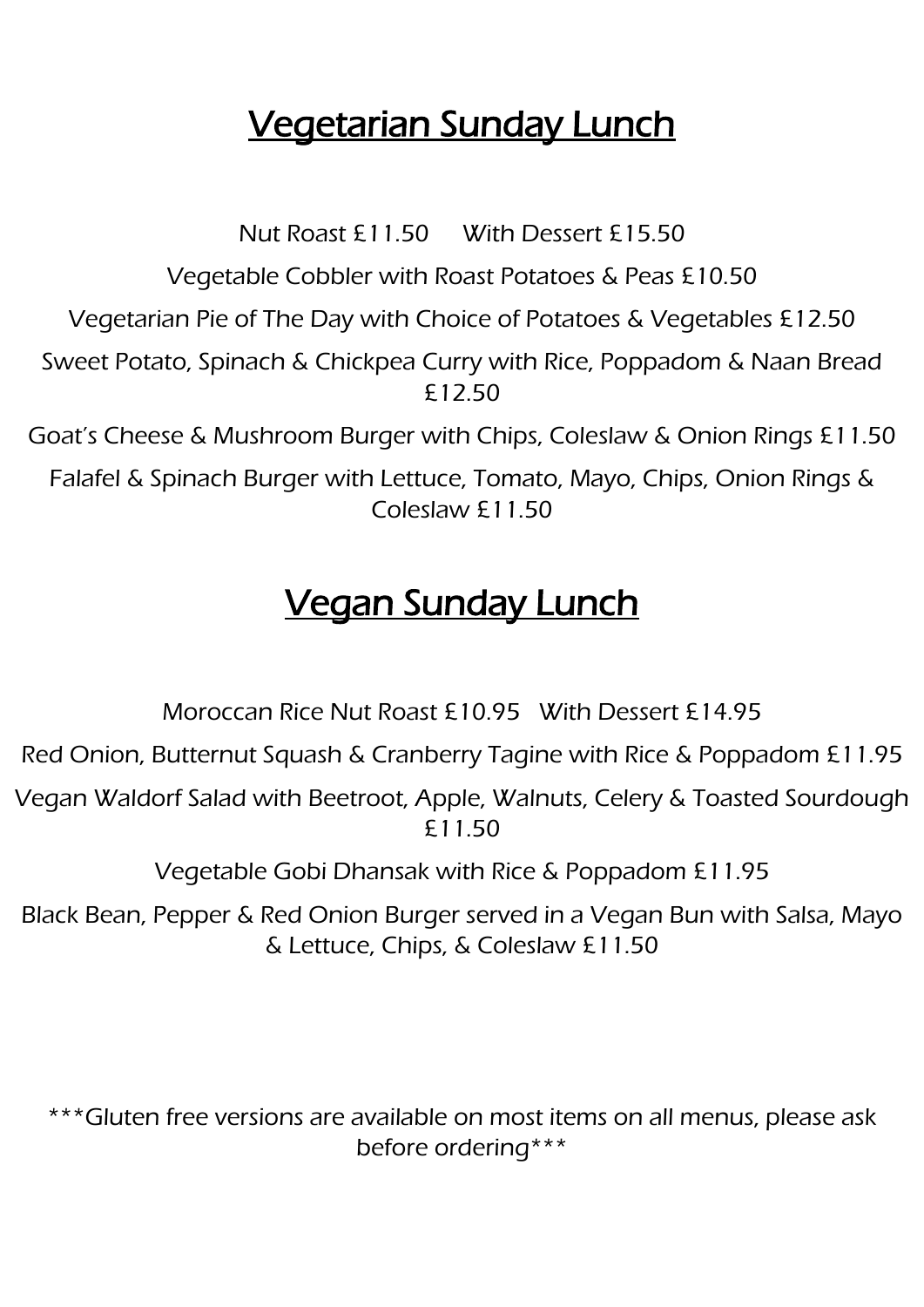# Vegetarian Sunday Lunch

Nut Roast £11.50 With Dessert £15.50

Vegetable Cobbler with Roast Potatoes & Peas £10.50

Vegetarian Pie of The Day with Choice of Potatoes & Vegetables £12.50

Sweet Potato, Spinach & Chickpea Curry with Rice, Poppadom & Naan Bread £12.50

Goat's Cheese & Mushroom Burger with Chips, Coleslaw & Onion Rings £11.50

Falafel & Spinach Burger with Lettuce, Tomato, Mayo, Chips, Onion Rings & Coleslaw £11.50

# Vegan Sunday Lunch

Moroccan Rice Nut Roast £10.95 With Dessert £14.95

Red Onion, Butternut Squash & Cranberry Tagine with Rice & Poppadom £11.95

Vegan Waldorf Salad with Beetroot, Apple, Walnuts, Celery & Toasted Sourdough £11.50

Vegetable Gobi Dhansak with Rice & Poppadom £11.95

Black Bean, Pepper & Red Onion Burger served in a Vegan Bun with Salsa, Mayo & Lettuce, Chips, & Coleslaw £11.50

***Gluten free versions are available on most items on all menus, please ask before ordering***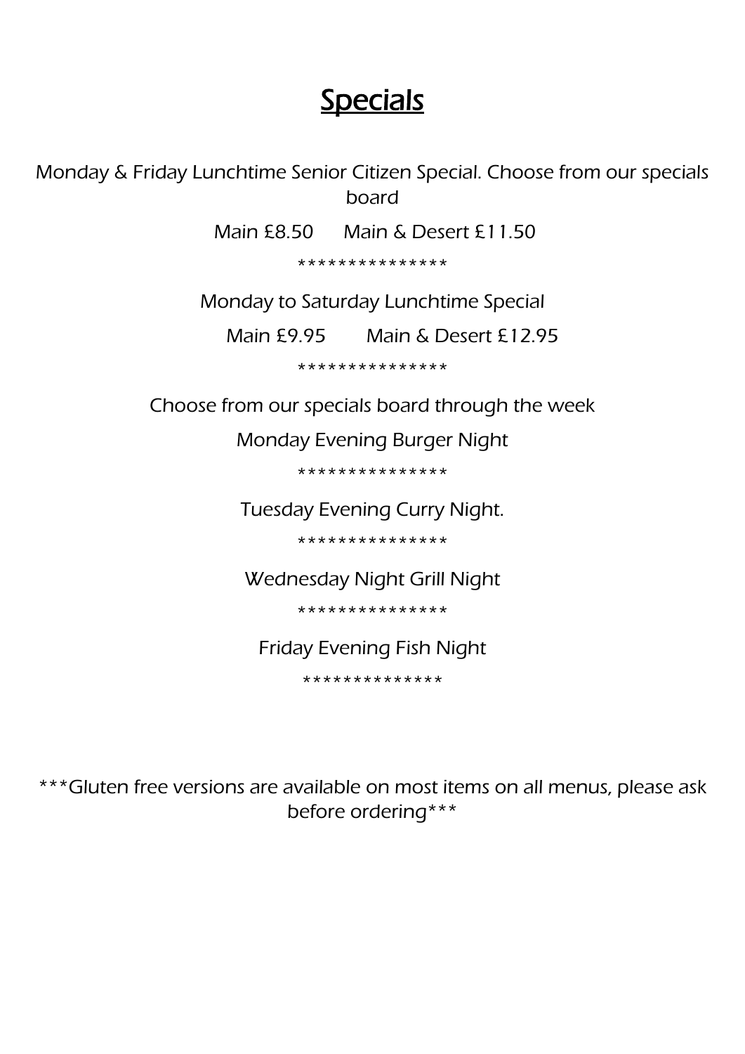# Specials

Monday & Friday Lunchtime Senior Citizen Special. Choose from our specials board

Main £8.50      Main & Desert £11.50

***************

Monday to Saturday Lunchtime Special

Main £9.95      Main & Desert £12.95

***************

Choose from our specials board through the week

Monday Evening Burger Night

***************

Tuesday Evening Curry Night.

***************

Wednesday Night Grill Night

***************

Friday Evening Fish Night

**************

***Gluten free versions are available on most items on all menus, please ask before ordering***